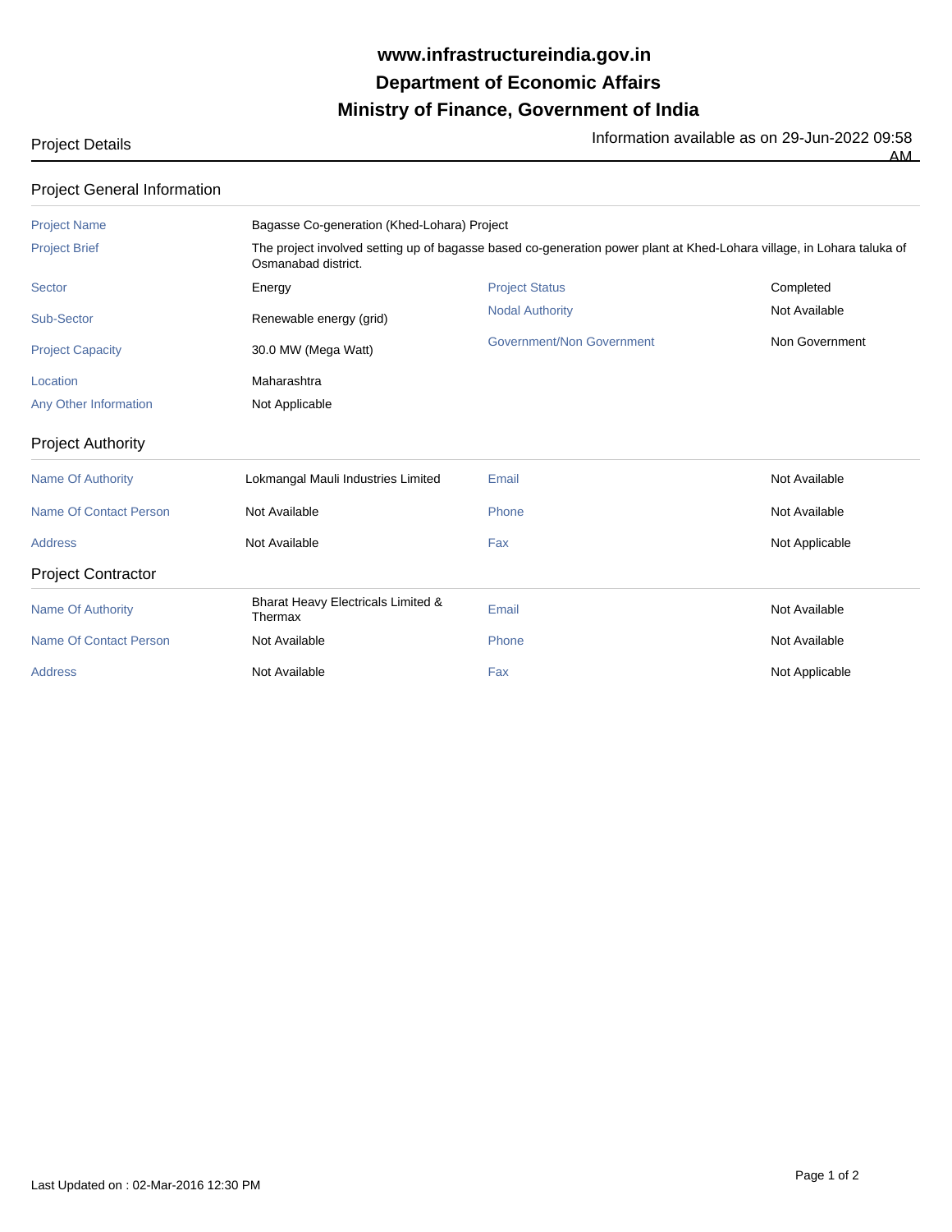# www.infrastructureindia.gov.in
# Department of Economic Affairs
# Ministry of Finance, Government of India

Project Details

Information available as on 29-Jun-2022 09:58 AM

## Project General Information

| | | | |
|---|---|---|---|
| Project Name | Bagasse Co-generation (Khed-Lohara) Project | | |
| Project Brief | The project involved setting up of bagasse based co-generation power plant at Khed-Lohara village, in Lohara taluka of Osmanabad district. | | |
| Sector | Energy | Project Status | Completed |
| Sub-Sector | Renewable energy (grid) | Nodal Authority | Not Available |
| Project Capacity | 30.0 MW (Mega Watt) | Government/Non Government | Non Government |
| Location | Maharashtra | | |
| Any Other Information | Not Applicable | | |

## Project Authority

| | | | |
|---|---|---|---|
| Name Of Authority | Lokmangal Mauli Industries Limited | Email | Not Available |
| Name Of Contact Person | Not Available | Phone | Not Available |
| Address | Not Available | Fax | Not Applicable |

## Project Contractor

| | | | |
|---|---|---|---|
| Name Of Authority | Bharat Heavy Electricals Limited & Thermax | Email | Not Available |
| Name Of Contact Person | Not Available | Phone | Not Available |
| Address | Not Available | Fax | Not Applicable |

Last Updated on : 02-Mar-2016 12:30 PM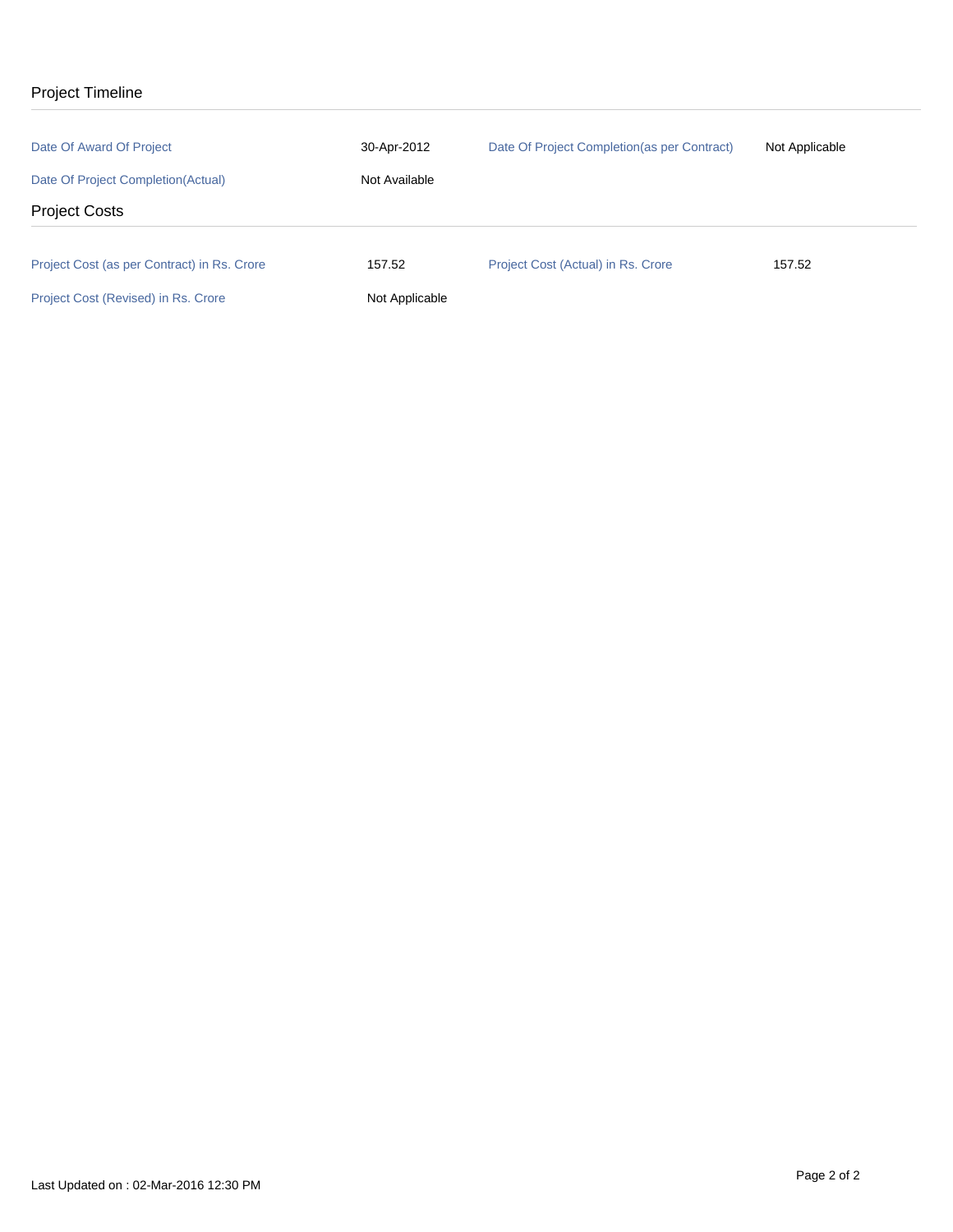## Project Timeline

| | | | |
|---|---|---|---|
| Date Of Award Of Project | 30-Apr-2012 | Date Of Project Completion(as per Contract) | Not Applicable |
| Date Of Project Completion(Actual) | Not Available | | |

## Project Costs

| | | | |
|---|---|---|---|
| Project Cost (as per Contract) in Rs. Crore | 157.52 | Project Cost (Actual) in Rs. Crore | 157.52 |
| Project Cost (Revised) in Rs. Crore | Not Applicable | | |

Last Updated on : 02-Mar-2016 12:30 PM